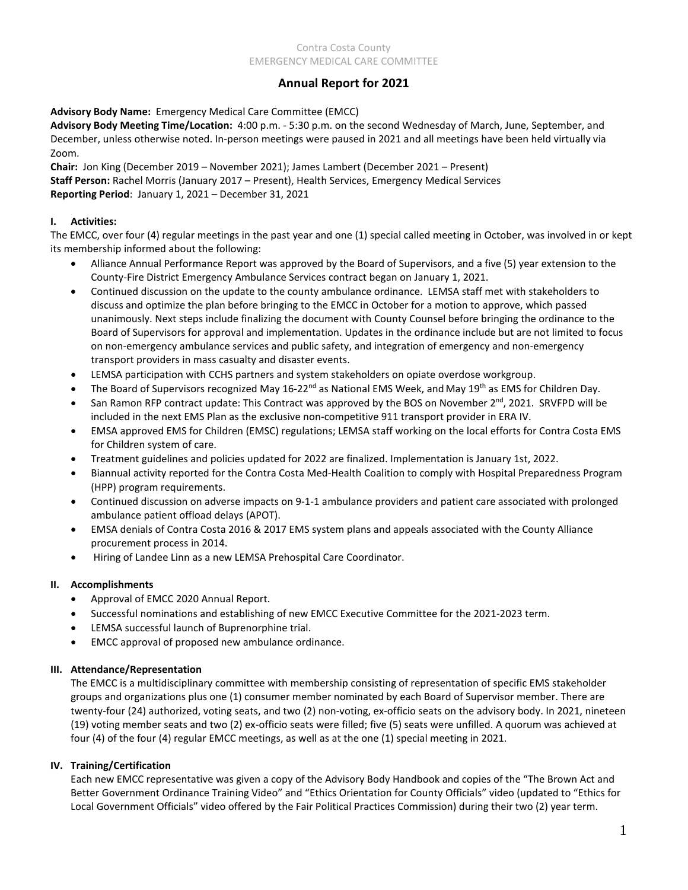Contra Costa County
EMERGENCY MEDICAL CARE COMMITTEE

# Annual Report for 2021

**Advisory Body Name:** Emergency Medical Care Committee (EMCC)
**Advisory Body Meeting Time/Location:** 4:00 p.m. - 5:30 p.m. on the second Wednesday of March, June, September, and December, unless otherwise noted. In-person meetings were paused in 2021 and all meetings have been held virtually via Zoom.
**Chair:** Jon King (December 2019 – November 2021); James Lambert (December 2021 – Present)
**Staff Person:** Rachel Morris (January 2017 – Present), Health Services, Emergency Medical Services
**Reporting Period**: January 1, 2021 – December 31, 2021

## I. Activities:

The EMCC, over four (4) regular meetings in the past year and one (1) special called meeting in October, was involved in or kept its membership informed about the following:

- Alliance Annual Performance Report was approved by the Board of Supervisors, and a five (5) year extension to the County-Fire District Emergency Ambulance Services contract began on January 1, 2021.
- Continued discussion on the update to the county ambulance ordinance. LEMSA staff met with stakeholders to discuss and optimize the plan before bringing to the EMCC in October for a motion to approve, which passed unanimously. Next steps include finalizing the document with County Counsel before bringing the ordinance to the Board of Supervisors for approval and implementation. Updates in the ordinance include but are not limited to focus on non-emergency ambulance services and public safety, and integration of emergency and non-emergency transport providers in mass casualty and disaster events.
- LEMSA participation with CCHS partners and system stakeholders on opiate overdose workgroup.
- The Board of Supervisors recognized May 16-22nd as National EMS Week, and May 19th as EMS for Children Day.
- San Ramon RFP contract update: This Contract was approved by the BOS on November 2nd, 2021. SRVFPD will be included in the next EMS Plan as the exclusive non-competitive 911 transport provider in ERA IV.
- EMSA approved EMS for Children (EMSC) regulations; LEMSA staff working on the local efforts for Contra Costa EMS for Children system of care.
- Treatment guidelines and policies updated for 2022 are finalized. Implementation is January 1st, 2022.
- Biannual activity reported for the Contra Costa Med-Health Coalition to comply with Hospital Preparedness Program (HPP) program requirements.
- Continued discussion on adverse impacts on 9-1-1 ambulance providers and patient care associated with prolonged ambulance patient offload delays (APOT).
- EMSA denials of Contra Costa 2016 & 2017 EMS system plans and appeals associated with the County Alliance procurement process in 2014.
- Hiring of Landee Linn as a new LEMSA Prehospital Care Coordinator.

## II. Accomplishments

- Approval of EMCC 2020 Annual Report.
- Successful nominations and establishing of new EMCC Executive Committee for the 2021-2023 term.
- LEMSA successful launch of Buprenorphine trial.
- EMCC approval of proposed new ambulance ordinance.

## III. Attendance/Representation

The EMCC is a multidisciplinary committee with membership consisting of representation of specific EMS stakeholder groups and organizations plus one (1) consumer member nominated by each Board of Supervisor member. There are twenty-four (24) authorized, voting seats, and two (2) non-voting, ex-officio seats on the advisory body. In 2021, nineteen (19) voting member seats and two (2) ex-officio seats were filled; five (5) seats were unfilled. A quorum was achieved at four (4) of the four (4) regular EMCC meetings, as well as at the one (1) special meeting in 2021.

## IV. Training/Certification

Each new EMCC representative was given a copy of the Advisory Body Handbook and copies of the "The Brown Act and Better Government Ordinance Training Video" and "Ethics Orientation for County Officials" video (updated to "Ethics for Local Government Officials" video offered by the Fair Political Practices Commission) during their two (2) year term.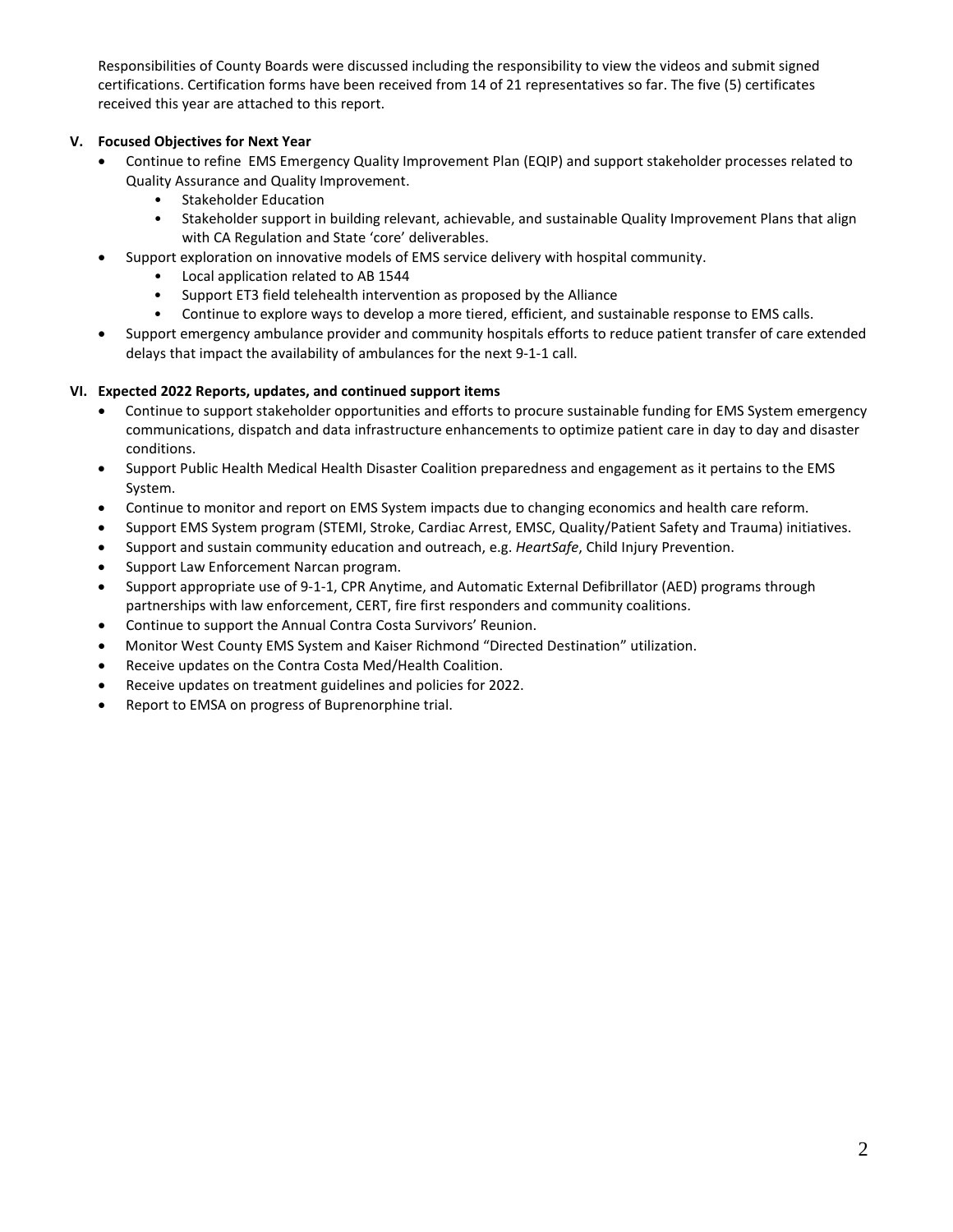Responsibilities of County Boards were discussed including the responsibility to view the videos and submit signed certifications. Certification forms have been received from 14 of 21 representatives so far. The five (5) certificates received this year are attached to this report.

## V. Focused Objectives for Next Year

- Continue to refine EMS Emergency Quality Improvement Plan (EQIP) and support stakeholder processes related to Quality Assurance and Quality Improvement.
  - Stakeholder Education
  - Stakeholder support in building relevant, achievable, and sustainable Quality Improvement Plans that align with CA Regulation and State 'core' deliverables.
- Support exploration on innovative models of EMS service delivery with hospital community.
  - Local application related to AB 1544
  - Support ET3 field telehealth intervention as proposed by the Alliance
  - Continue to explore ways to develop a more tiered, efficient, and sustainable response to EMS calls.
- Support emergency ambulance provider and community hospitals efforts to reduce patient transfer of care extended delays that impact the availability of ambulances for the next 9-1-1 call.

## VI. Expected 2022 Reports, updates, and continued support items

- Continue to support stakeholder opportunities and efforts to procure sustainable funding for EMS System emergency communications, dispatch and data infrastructure enhancements to optimize patient care in day to day and disaster conditions.
- Support Public Health Medical Health Disaster Coalition preparedness and engagement as it pertains to the EMS System.
- Continue to monitor and report on EMS System impacts due to changing economics and health care reform.
- Support EMS System program (STEMI, Stroke, Cardiac Arrest, EMSC, Quality/Patient Safety and Trauma) initiatives.
- Support and sustain community education and outreach, e.g. *HeartSafe*, Child Injury Prevention.
- Support Law Enforcement Narcan program.
- Support appropriate use of 9-1-1, CPR Anytime, and Automatic External Defibrillator (AED) programs through partnerships with law enforcement, CERT, fire first responders and community coalitions.
- Continue to support the Annual Contra Costa Survivors' Reunion.
- Monitor West County EMS System and Kaiser Richmond "Directed Destination" utilization.
- Receive updates on the Contra Costa Med/Health Coalition.
- Receive updates on treatment guidelines and policies for 2022.
- Report to EMSA on progress of Buprenorphine trial.